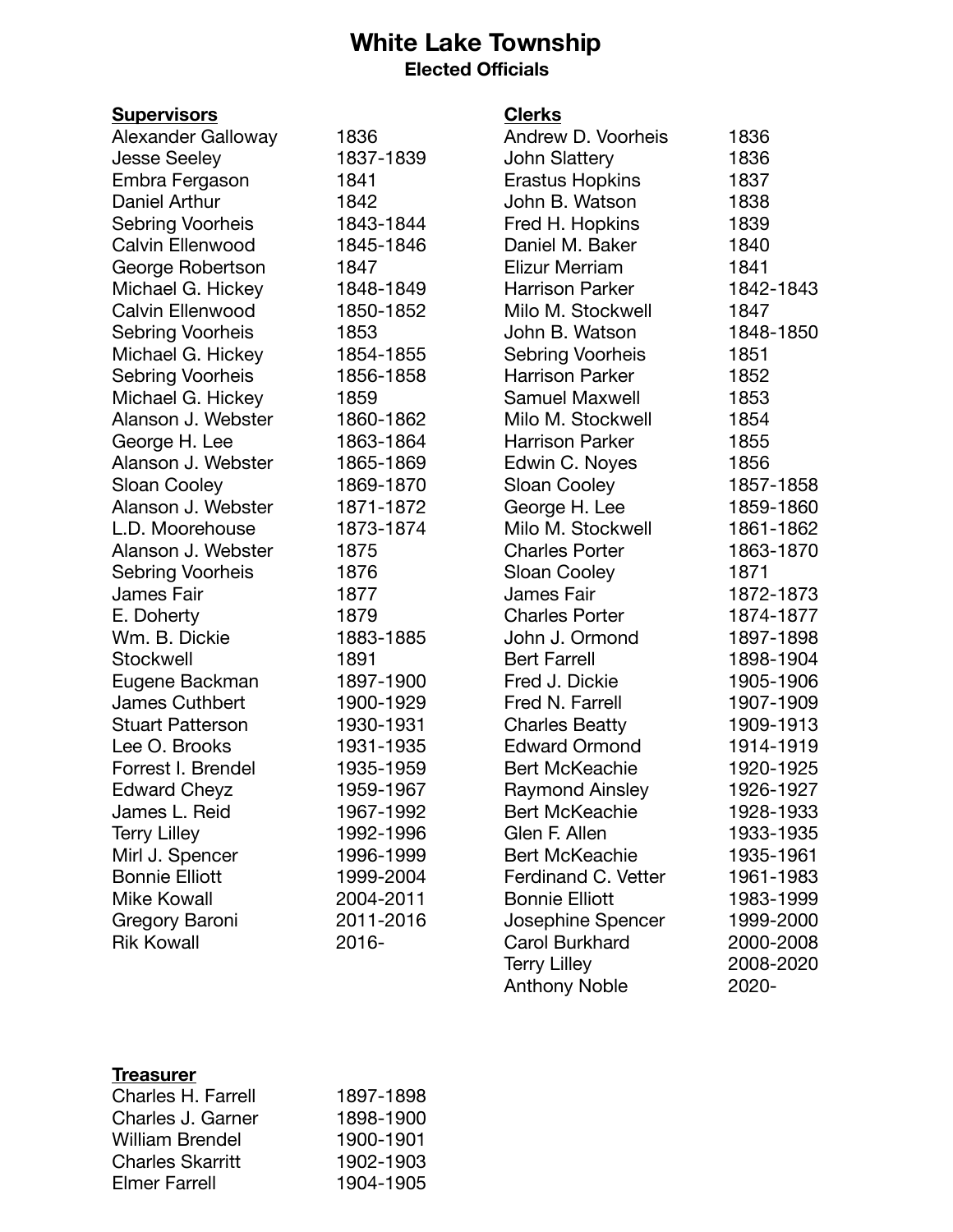# White Lake Township

## Elected Officials

### Supervisors

| Name | Years |
|---|---|
| Alexander Galloway | 1836 |
| Jesse Seeley | 1837-1839 |
| Embra Fergason | 1841 |
| Daniel Arthur | 1842 |
| Sebring Voorheis | 1843-1844 |
| Calvin Ellenwood | 1845-1846 |
| George Robertson | 1847 |
| Michael G. Hickey | 1848-1849 |
| Calvin Ellenwood | 1850-1852 |
| Sebring Voorheis | 1853 |
| Michael G. Hickey | 1854-1855 |
| Sebring Voorheis | 1856-1858 |
| Michael G. Hickey | 1859 |
| Alanson J. Webster | 1860-1862 |
| George H. Lee | 1863-1864 |
| Alanson J. Webster | 1865-1869 |
| Sloan Cooley | 1869-1870 |
| Alanson J. Webster | 1871-1872 |
| L.D. Moorehouse | 1873-1874 |
| Alanson J. Webster | 1875 |
| Sebring Voorheis | 1876 |
| James Fair | 1877 |
| E. Doherty | 1879 |
| Wm. B. Dickie | 1883-1885 |
| Stockwell | 1891 |
| Eugene Backman | 1897-1900 |
| James Cuthbert | 1900-1929 |
| Stuart Patterson | 1930-1931 |
| Lee O. Brooks | 1931-1935 |
| Forrest I. Brendel | 1935-1959 |
| Edward Cheyz | 1959-1967 |
| James L. Reid | 1967-1992 |
| Terry Lilley | 1992-1996 |
| Mirl J. Spencer | 1996-1999 |
| Bonnie Elliott | 1999-2004 |
| Mike Kowall | 2004-2011 |
| Gregory Baroni | 2011-2016 |
| Rik Kowall | 2016- |

### Clerks

| Name | Years |
|---|---|
| Andrew D. Voorheis | 1836 |
| John Slattery | 1836 |
| Erastus Hopkins | 1837 |
| John B. Watson | 1838 |
| Fred H. Hopkins | 1839 |
| Daniel M. Baker | 1840 |
| Elizur Merriam | 1841 |
| Harrison Parker | 1842-1843 |
| Milo M. Stockwell | 1847 |
| John B. Watson | 1848-1850 |
| Sebring Voorheis | 1851 |
| Harrison Parker | 1852 |
| Samuel Maxwell | 1853 |
| Milo M. Stockwell | 1854 |
| Harrison Parker | 1855 |
| Edwin C. Noyes | 1856 |
| Sloan Cooley | 1857-1858 |
| George H. Lee | 1859-1860 |
| Milo M. Stockwell | 1861-1862 |
| Charles Porter | 1863-1870 |
| Sloan Cooley | 1871 |
| James Fair | 1872-1873 |
| Charles Porter | 1874-1877 |
| John J. Ormond | 1897-1898 |
| Bert Farrell | 1898-1904 |
| Fred J. Dickie | 1905-1906 |
| Fred N. Farrell | 1907-1909 |
| Charles Beatty | 1909-1913 |
| Edward Ormond | 1914-1919 |
| Bert McKeachie | 1920-1925 |
| Raymond Ainsley | 1926-1927 |
| Bert McKeachie | 1928-1933 |
| Glen F. Allen | 1933-1935 |
| Bert McKeachie | 1935-1961 |
| Ferdinand C. Vetter | 1961-1983 |
| Bonnie Elliott | 1983-1999 |
| Josephine Spencer | 1999-2000 |
| Carol Burkhard | 2000-2008 |
| Terry Lilley | 2008-2020 |
| Anthony Noble | 2020- |

### Treasurer

| Name | Years |
|---|---|
| Charles H. Farrell | 1897-1898 |
| Charles J. Garner | 1898-1900 |
| William Brendel | 1900-1901 |
| Charles Skarritt | 1902-1903 |
| Elmer Farrell | 1904-1905 |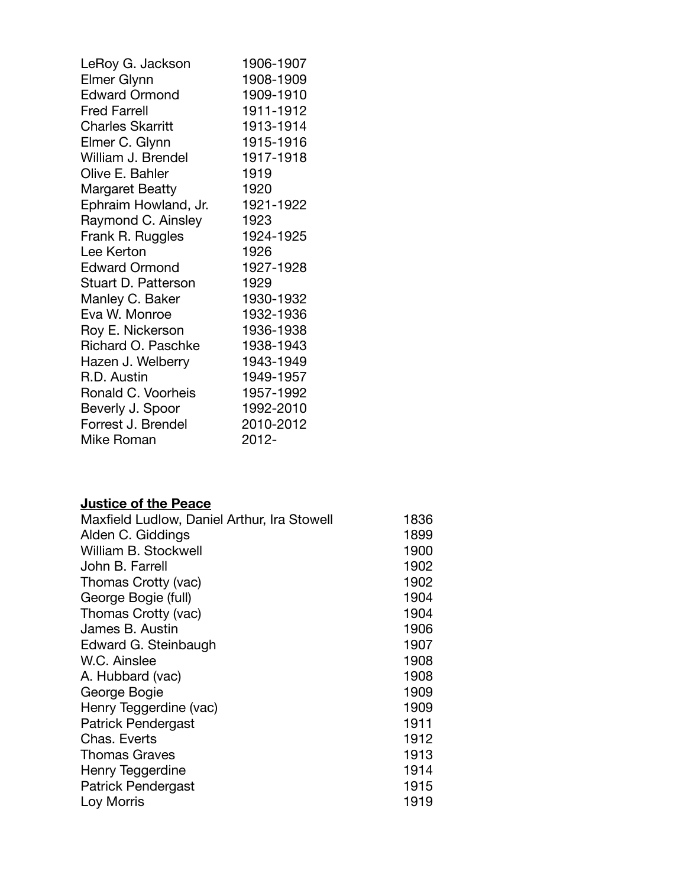| | |
|---|---|
| LeRoy G. Jackson | 1906-1907 |
| Elmer Glynn | 1908-1909 |
| Edward Ormond | 1909-1910 |
| Fred Farrell | 1911-1912 |
| Charles Skarritt | 1913-1914 |
| Elmer C. Glynn | 1915-1916 |
| William J. Brendel | 1917-1918 |
| Olive E. Bahler | 1919 |
| Margaret Beatty | 1920 |
| Ephraim Howland, Jr. | 1921-1922 |
| Raymond C. Ainsley | 1923 |
| Frank R. Ruggles | 1924-1925 |
| Lee Kerton | 1926 |
| Edward Ormond | 1927-1928 |
| Stuart D. Patterson | 1929 |
| Manley C. Baker | 1930-1932 |
| Eva W. Monroe | 1932-1936 |
| Roy E. Nickerson | 1936-1938 |
| Richard O. Paschke | 1938-1943 |
| Hazen J. Welberry | 1943-1949 |
| R.D. Austin | 1949-1957 |
| Ronald C. Voorheis | 1957-1992 |
| Beverly J. Spoor | 1992-2010 |
| Forrest J. Brendel | 2010-2012 |
| Mike Roman | 2012- |

## **Justice of the Peace**

| | |
|---|---|
| Maxfield Ludlow, Daniel Arthur, Ira Stowell | 1836 |
| Alden C. Giddings | 1899 |
| William B. Stockwell | 1900 |
| John B. Farrell | 1902 |
| Thomas Crotty (vac) | 1902 |
| George Bogie (full) | 1904 |
| Thomas Crotty (vac) | 1904 |
| James B. Austin | 1906 |
| Edward G. Steinbaugh | 1907 |
| W.C. Ainslee | 1908 |
| A. Hubbard (vac) | 1908 |
| George Bogie | 1909 |
| Henry Teggerdine (vac) | 1909 |
| Patrick Pendergast | 1911 |
| Chas. Everts | 1912 |
| Thomas Graves | 1913 |
| Henry Teggerdine | 1914 |
| Patrick Pendergast | 1915 |
| Loy Morris | 1919 |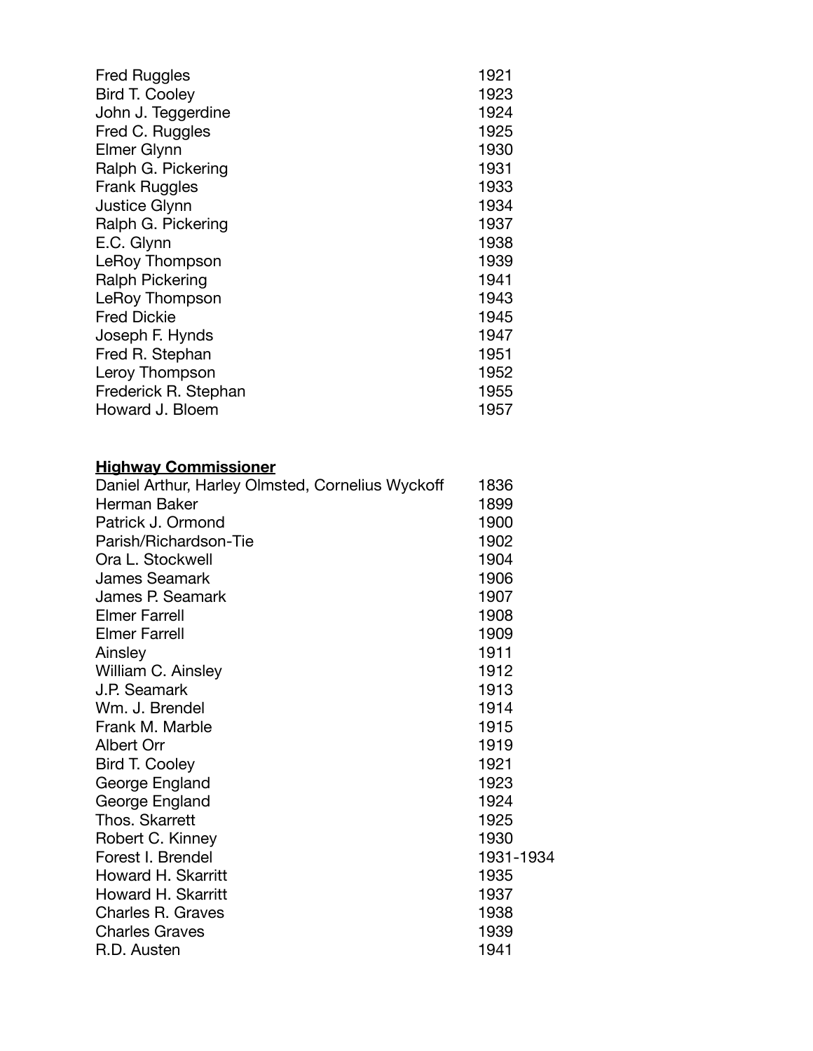| | |
|---|---|
| Fred Ruggles | 1921 |
| Bird T. Cooley | 1923 |
| John J. Teggerdine | 1924 |
| Fred C. Ruggles | 1925 |
| Elmer Glynn | 1930 |
| Ralph G. Pickering | 1931 |
| Frank Ruggles | 1933 |
| Justice Glynn | 1934 |
| Ralph G. Pickering | 1937 |
| E.C. Glynn | 1938 |
| LeRoy Thompson | 1939 |
| Ralph Pickering | 1941 |
| LeRoy Thompson | 1943 |
| Fred Dickie | 1945 |
| Joseph F. Hynds | 1947 |
| Fred R. Stephan | 1951 |
| Leroy Thompson | 1952 |
| Frederick R. Stephan | 1955 |
| Howard J. Bloem | 1957 |

**Highway Commissioner**

| | |
|---|---|
| Daniel Arthur, Harley Olmsted, Cornelius Wyckoff | 1836 |
| Herman Baker | 1899 |
| Patrick J. Ormond | 1900 |
| Parish/Richardson-Tie | 1902 |
| Ora L. Stockwell | 1904 |
| James Seamark | 1906 |
| James P. Seamark | 1907 |
| Elmer Farrell | 1908 |
| Elmer Farrell | 1909 |
| Ainsley | 1911 |
| William C. Ainsley | 1912 |
| J.P. Seamark | 1913 |
| Wm. J. Brendel | 1914 |
| Frank M. Marble | 1915 |
| Albert Orr | 1919 |
| Bird T. Cooley | 1921 |
| George England | 1923 |
| George England | 1924 |
| Thos. Skarrett | 1925 |
| Robert C. Kinney | 1930 |
| Forest I. Brendel | 1931-1934 |
| Howard H. Skarritt | 1935 |
| Howard H. Skarritt | 1937 |
| Charles R. Graves | 1938 |
| Charles Graves | 1939 |
| R.D. Austen | 1941 |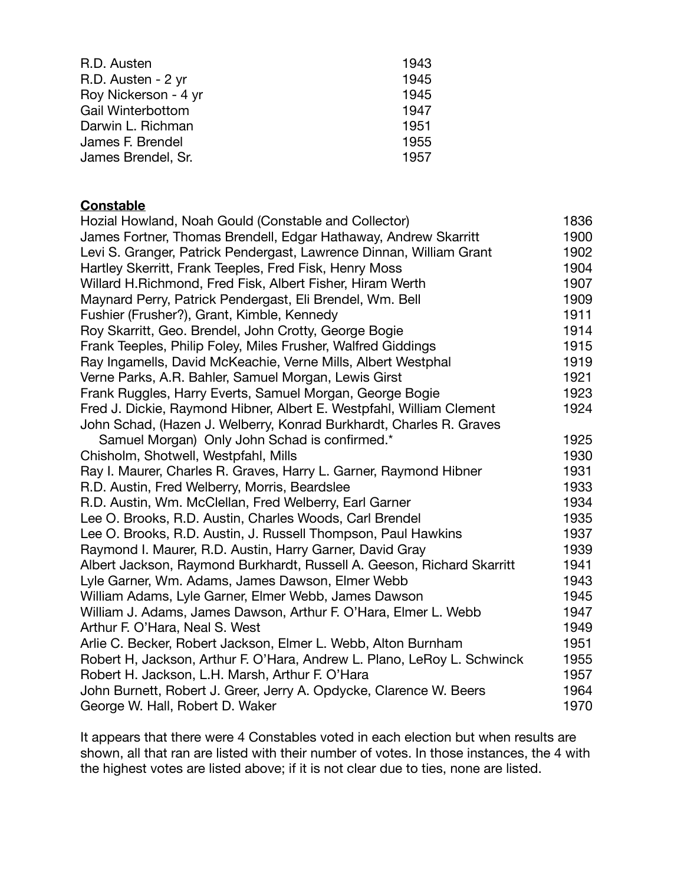| | |
|---|---|
| R.D. Austen | 1943 |
| R.D. Austen - 2 yr | 1945 |
| Roy Nickerson - 4 yr | 1945 |
| Gail Winterbottom | 1947 |
| Darwin L. Richman | 1951 |
| James F. Brendel | 1955 |
| James Brendel, Sr. | 1957 |

**Constable**

| | |
|---|---|
| Hozial Howland, Noah Gould (Constable and Collector) | 1836 |
| James Fortner, Thomas Brendell, Edgar Hathaway, Andrew Skarritt | 1900 |
| Levi S. Granger, Patrick Pendergast, Lawrence Dinnan, William Grant | 1902 |
| Hartley Skerritt, Frank Teeples, Fred Fisk, Henry Moss | 1904 |
| Willard H.Richmond, Fred Fisk, Albert Fisher, Hiram Werth | 1907 |
| Maynard Perry, Patrick Pendergast, Eli Brendel, Wm. Bell | 1909 |
| Fushier (Frusher?), Grant, Kimble, Kennedy | 1911 |
| Roy Skarritt, Geo. Brendel, John Crotty, George Bogie | 1914 |
| Frank Teeples, Philip Foley, Miles Frusher, Walfred Giddings | 1915 |
| Ray Ingamells, David McKeachie, Verne Mills, Albert Westphal | 1919 |
| Verne Parks, A.R. Bahler, Samuel Morgan, Lewis Girst | 1921 |
| Frank Ruggles, Harry Everts, Samuel Morgan, George Bogie | 1923 |
| Fred J. Dickie, Raymond Hibner, Albert E. Westpfahl, William Clement | 1924 |
| John Schad, (Hazen J. Welberry, Konrad Burkhardt, Charles R. Graves Samuel Morgan) Only John Schad is confirmed.* | 1925 |
| Chisholm, Shotwell, Westpfahl, Mills | 1930 |
| Ray I. Maurer, Charles R. Graves, Harry L. Garner, Raymond Hibner | 1931 |
| R.D. Austin, Fred Welberry, Morris, Beardslee | 1933 |
| R.D. Austin, Wm. McClellan, Fred Welberry, Earl Garner | 1934 |
| Lee O. Brooks, R.D. Austin, Charles Woods, Carl Brendel | 1935 |
| Lee O. Brooks, R.D. Austin, J. Russell Thompson, Paul Hawkins | 1937 |
| Raymond I. Maurer, R.D. Austin, Harry Garner, David Gray | 1939 |
| Albert Jackson, Raymond Burkhardt, Russell A. Geeson, Richard Skarritt | 1941 |
| Lyle Garner, Wm. Adams, James Dawson, Elmer Webb | 1943 |
| William Adams, Lyle Garner, Elmer Webb, James Dawson | 1945 |
| William J. Adams, James Dawson, Arthur F. O'Hara, Elmer L. Webb | 1947 |
| Arthur F. O'Hara, Neal S. West | 1949 |
| Arlie C. Becker, Robert Jackson, Elmer L. Webb, Alton Burnham | 1951 |
| Robert H, Jackson, Arthur F. O'Hara, Andrew L. Plano, LeRoy L. Schwinck | 1955 |
| Robert H. Jackson, L.H. Marsh, Arthur F. O'Hara | 1957 |
| John Burnett, Robert J. Greer, Jerry A. Opdycke, Clarence W. Beers | 1964 |
| George W. Hall, Robert D. Waker | 1970 |

It appears that there were 4 Constables voted in each election but when results are shown, all that ran are listed with their number of votes. In those instances, the 4 with the highest votes are listed above; if it is not clear due to ties, none are listed.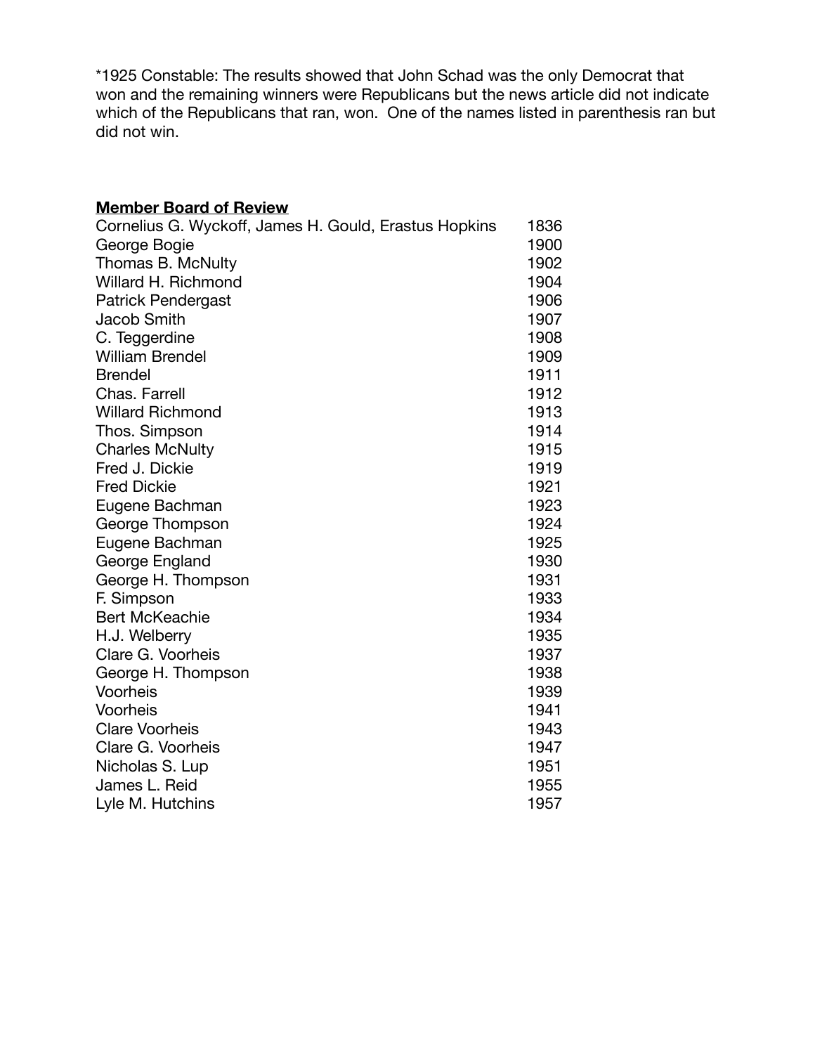*1925 Constable: The results showed that John Schad was the only Democrat that won and the remaining winners were Republicans but the news article did not indicate which of the Republicans that ran, won. One of the names listed in parenthesis ran but did not win.

**Member Board of Review**

| | |
|---|---|
| Cornelius G. Wyckoff, James H. Gould, Erastus Hopkins | 1836 |
| George Bogie | 1900 |
| Thomas B. McNulty | 1902 |
| Willard H. Richmond | 1904 |
| Patrick Pendergast | 1906 |
| Jacob Smith | 1907 |
| C. Teggerdine | 1908 |
| William Brendel | 1909 |
| Brendel | 1911 |
| Chas. Farrell | 1912 |
| Willard Richmond | 1913 |
| Thos. Simpson | 1914 |
| Charles McNulty | 1915 |
| Fred J. Dickie | 1919 |
| Fred Dickie | 1921 |
| Eugene Bachman | 1923 |
| George Thompson | 1924 |
| Eugene Bachman | 1925 |
| George England | 1930 |
| George H. Thompson | 1931 |
| F. Simpson | 1933 |
| Bert McKeachie | 1934 |
| H.J. Welberry | 1935 |
| Clare G. Voorheis | 1937 |
| George H. Thompson | 1938 |
| Voorheis | 1939 |
| Voorheis | 1941 |
| Clare Voorheis | 1943 |
| Clare G. Voorheis | 1947 |
| Nicholas S. Lup | 1951 |
| James L. Reid | 1955 |
| Lyle M. Hutchins | 1957 |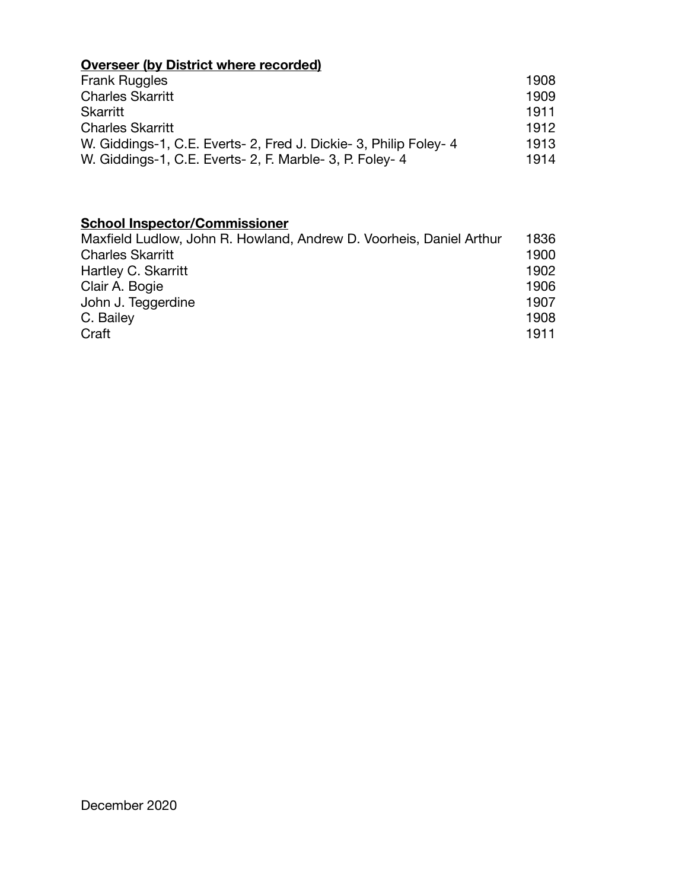**Overseer (by District where recorded)**

| | |
|---|---|
| Frank Ruggles | 1908 |
| Charles Skarritt | 1909 |
| Skarritt | 1911 |
| Charles Skarritt | 1912 |
| W. Giddings-1, C.E. Everts- 2, Fred J. Dickie- 3, Philip Foley- 4 | 1913 |
| W. Giddings-1, C.E. Everts- 2, F. Marble- 3, P. Foley- 4 | 1914 |

**School Inspector/Commissioner**

| | |
|---|---|
| Maxfield Ludlow, John R. Howland, Andrew D. Voorheis, Daniel Arthur | 1836 |
| Charles Skarritt | 1900 |
| Hartley C. Skarritt | 1902 |
| Clair A. Bogie | 1906 |
| John J. Teggerdine | 1907 |
| C. Bailey | 1908 |
| Craft | 1911 |

December 2020